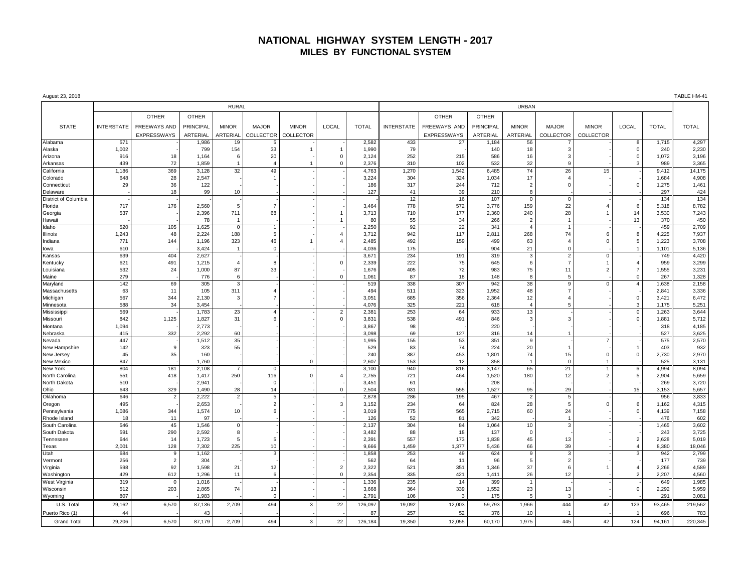# NATIONAL HIGHWAY SYSTEM LENGTH - 2017

## MILES BY FUNCTIONAL SYSTEM

August 23, 2018

TABLE HM-41

| | RURAL | | | | | | | | URBAN | | | | | | | | |
|---|---|---|---|---|---|---|---|---|---|---|---|---|---|---|---|---|---|
| STATE | INTERSTATE | OTHER FREEWAYS AND EXPRESSWAYS | OTHER PRINCIPAL ARTERIAL | MINOR ARTERIAL | MAJOR COLLECTOR | MINOR COLLECTOR | LOCAL | TOTAL | INTERSTATE | OTHER FREEWAYS AND EXPRESSWAYS | OTHER PRINCIPAL ARTERIAL | MINOR ARTERIAL | MAJOR COLLECTOR | MINOR COLLECTOR | LOCAL | TOTAL | TOTAL |
| Alabama | 571 | - | 1,986 | 19 | 5 | - | - | 2,582 | 433 | 27 | 1,184 | 56 | 7 | - | 8 | 1,715 | 4,297 |
| Alaska | 1,002 | - | 799 | 154 | 33 | 1 | 1 | 1,990 | 79 | - | 140 | 18 | 3 | - | 0 | 240 | 2,230 |
| Arizona | 916 | 18 | 1,164 | 6 | 20 | - | 0 | 2,124 | 252 | 215 | 586 | 16 | 3 | - | 0 | 1,072 | 3,196 |
| Arkansas | 439 | 72 | 1,859 | 1 | 4 | 1 | 0 | 2,376 | 310 | 102 | 532 | 32 | 9 | - | 3 | 989 | 3,365 |
| California | 1,186 | 369 | 3,128 | 32 | 49 | - | - | 4,763 | 1,270 | 1,542 | 6,485 | 74 | 26 | 15 | - | 9,412 | 14,175 |
| Colorado | 648 | 28 | 2,547 | - | 1 | - | - | 3,224 | 304 | 324 | 1,034 | 17 | 4 | - | - | 1,684 | 4,908 |
| Connecticut | 29 | 36 | 122 | - | - | - | - | 186 | 317 | 244 | 712 | 2 | 0 | - | 0 | 1,275 | 1,461 |
| Delaware | - | 18 | 99 | 10 | - | - | - | 127 | 41 | 39 | 210 | 8 | - | - | - | 297 | 424 |
| District of Columbia | - | - | - | - | - | - | - | - | 12 | 16 | 107 | 0 | 0 | - | - | 134 | 134 |
| Florida | 717 | 176 | 2,560 | 5 | 7 | - | - | 3,464 | 778 | 572 | 3,776 | 159 | 22 | 4 | 6 | 5,318 | 8,782 |
| Georgia | 537 | - | 2,396 | 711 | 68 | - | 1 | 3,713 | 710 | 177 | 2,360 | 240 | 28 | 1 | 14 | 3,530 | 7,243 |
| Hawaii | - | - | 78 | 1 | - | - | 1 | 80 | 55 | 34 | 266 | 2 | 1 | - | 13 | 370 | 450 |
| Idaho | 520 | 105 | 1,625 | 0 | 1 | - | - | 2,250 | 92 | 22 | 341 | 4 | 1 | - | - | 459 | 2,709 |
| Illinois | 1,243 | 48 | 2,224 | 188 | 5 | - | 4 | 3,712 | 942 | 117 | 2,811 | 268 | 74 | 6 | 8 | 4,225 | 7,937 |
| Indiana | 771 | 144 | 1,196 | 323 | 46 | 1 | 4 | 2,485 | 492 | 159 | 499 | 63 | 4 | 0 | 5 | 1,223 | 3,708 |
| Iowa | 610 | - | 3,424 | 1 | 0 | - | - | 4,036 | 175 | - | 904 | 21 | 0 | - | 1 | 1,101 | 5,136 |
| Kansas | 639 | 404 | 2,627 | - | - | - | - | 3,671 | 234 | 191 | 319 | 3 | 2 | 0 | - | 749 | 4,420 |
| Kentucky | 621 | 491 | 1,215 | 4 | 8 | - | 0 | 2,339 | 222 | 75 | 645 | 6 | 7 | 1 | 4 | 959 | 3,299 |
| Louisiana | 532 | 24 | 1,000 | 87 | 33 | - | - | 1,676 | 405 | 72 | 983 | 75 | 11 | 2 | 7 | 1,555 | 3,231 |
| Maine | 279 | - | 776 | 6 | - | - | 0 | 1,061 | 87 | 18 | 148 | 8 | 5 | - | 0 | 267 | 1,328 |
| Maryland | 142 | 69 | 305 | 3 | - | - | - | 519 | 338 | 307 | 942 | 38 | 9 | 0 | 4 | 1,638 | 2,158 |
| Massachusetts | 63 | 11 | 105 | 311 | 4 | - | - | 494 | 511 | 323 | 1,952 | 48 | 7 | - | - | 2,841 | 3,336 |
| Michigan | 567 | 344 | 2,130 | 3 | 7 | - | - | 3,051 | 685 | 356 | 2,364 | 12 | 4 | - | 0 | 3,421 | 6,472 |
| Minnesota | 588 | 34 | 3,454 | - | - | - | - | 4,076 | 325 | 221 | 618 | 4 | 5 | - | 3 | 1,175 | 5,251 |
| Mississippi | 569 | - | 1,783 | 23 | 4 | - | 2 | 2,381 | 253 | 64 | 933 | 13 | - | - | 0 | 1,263 | 3,644 |
| Missouri | 842 | 1,125 | 1,827 | 31 | 6 | - | 0 | 3,831 | 538 | 491 | 846 | 3 | 3 | - | 0 | 1,881 | 5,712 |
| Montana | 1,094 | - | 2,773 | - | - | - | - | 3,867 | 98 | - | 220 | - | - | - | - | 318 | 4,185 |
| Nebraska | 415 | 332 | 2,292 | 60 | - | - | - | 3,098 | 69 | 127 | 316 | 14 | 1 | - | - | 527 | 3,625 |
| Nevada | 447 | - | 1,512 | 35 | - | - | - | 1,995 | 155 | 53 | 351 | 9 | - | 7 | - | 575 | 2,570 |
| New Hampshire | 142 | 9 | 323 | 55 | - | - | - | 529 | 83 | 74 | 224 | 20 | 1 | - | 1 | 403 | 932 |
| New Jersey | 45 | 35 | 160 | - | - | - | - | 240 | 387 | 453 | 1,801 | 74 | 15 | 0 | 0 | 2,730 | 2,970 |
| New Mexico | 847 | - | 1,760 | - | - | 0 | - | 2,607 | 153 | 12 | 358 | 1 | 0 | 1 | - | 525 | 3,131 |
| New York | 804 | 181 | 2,108 | 7 | 0 | - | - | 3,100 | 940 | 816 | 3,147 | 65 | 21 | 1 | 6 | 4,994 | 8,094 |
| North Carolina | 551 | 418 | 1,417 | 250 | 116 | 0 | 4 | 2,755 | 721 | 464 | 1,520 | 180 | 12 | 2 | 5 | 2,904 | 5,659 |
| North Dakota | 510 | - | 2,941 | - | 0 | - | - | 3,451 | 61 | - | 208 | - | - | - | - | 269 | 3,720 |
| Ohio | 643 | 329 | 1,490 | 28 | 14 | - | 0 | 2,504 | 931 | 555 | 1,527 | 95 | 29 | - | 15 | 3,153 | 5,657 |
| Oklahoma | 646 | 2 | 2,222 | 2 | 5 | - | - | 2,878 | 286 | 195 | 467 | 2 | 5 | - | - | 956 | 3,833 |
| Oregon | 495 | - | 2,653 | - | 2 | - | 3 | 3,152 | 234 | 64 | 824 | 28 | 5 | 0 | 6 | 1,162 | 4,315 |
| Pennsylvania | 1,086 | 344 | 1,574 | 10 | 6 | - | - | 3,019 | 775 | 565 | 2,715 | 60 | 24 | - | 0 | 4,139 | 7,158 |
| Rhode Island | 18 | 11 | 97 | - | - | - | - | 126 | 52 | 81 | 342 | - | 1 | - | - | 476 | 602 |
| South Carolina | 546 | 45 | 1,546 | 0 | - | - | - | 2,137 | 304 | 84 | 1,064 | 10 | 3 | - | - | 1,465 | 3,602 |
| South Dakota | 591 | 290 | 2,592 | 8 | - | - | - | 3,482 | 88 | 18 | 137 | 0 | - | - | - | 243 | 3,725 |
| Tennessee | 644 | 14 | 1,723 | 5 | 5 | - | - | 2,391 | 557 | 173 | 1,838 | 45 | 13 | - | 2 | 2,628 | 5,019 |
| Texas | 2,001 | 128 | 7,302 | 225 | 10 | - | - | 9,666 | 1,459 | 1,377 | 5,436 | 66 | 39 | - | 4 | 8,380 | 18,046 |
| Utah | 684 | 9 | 1,162 | - | 3 | - | - | 1,858 | 253 | 49 | 624 | 9 | 3 | - | 3 | 942 | 2,799 |
| Vermont | 256 | 2 | 304 | - | - | - | - | 562 | 64 | 11 | 96 | 5 | 2 | - | - | 177 | 739 |
| Virginia | 598 | 92 | 1,598 | 21 | 12 | - | 2 | 2,322 | 521 | 351 | 1,346 | 37 | 6 | 1 | 4 | 2,266 | 4,589 |
| Washington | 429 | 612 | 1,296 | 11 | 6 | - | 0 | 2,354 | 335 | 421 | 1,411 | 26 | 12 | - | 2 | 2,207 | 4,560 |
| West Virginia | 319 | 0 | 1,016 | - | - | - | - | 1,336 | 235 | 14 | 399 | 1 | - | - | - | 649 | 1,985 |
| Wisconsin | 512 | 203 | 2,865 | 74 | 13 | - | - | 3,668 | 364 | 339 | 1,552 | 23 | 13 | - | 0 | 2,292 | 5,959 |
| Wyoming | 807 | - | 1,983 | - | 0 | - | - | 2,791 | 106 | 3 | 175 | 5 | 3 | - | - | 291 | 3,081 |
| U.S. Total | 29,162 | 6,570 | 87,136 | 2,709 | 494 | 3 | 22 | 126,097 | 19,092 | 12,003 | 59,793 | 1,966 | 444 | 42 | 123 | 93,465 | 219,562 |
| Puerto Rico (1) | 44 | - | 43 | - | - | - | - | 87 | 257 | 52 | 376 | 10 | 1 | - | 1 | 696 | 783 |
| Grand Total | 29,206 | 6,570 | 87,179 | 2,709 | 494 | 3 | 22 | 126,184 | 19,350 | 12,055 | 60,170 | 1,975 | 445 | 42 | 124 | 94,161 | 220,345 |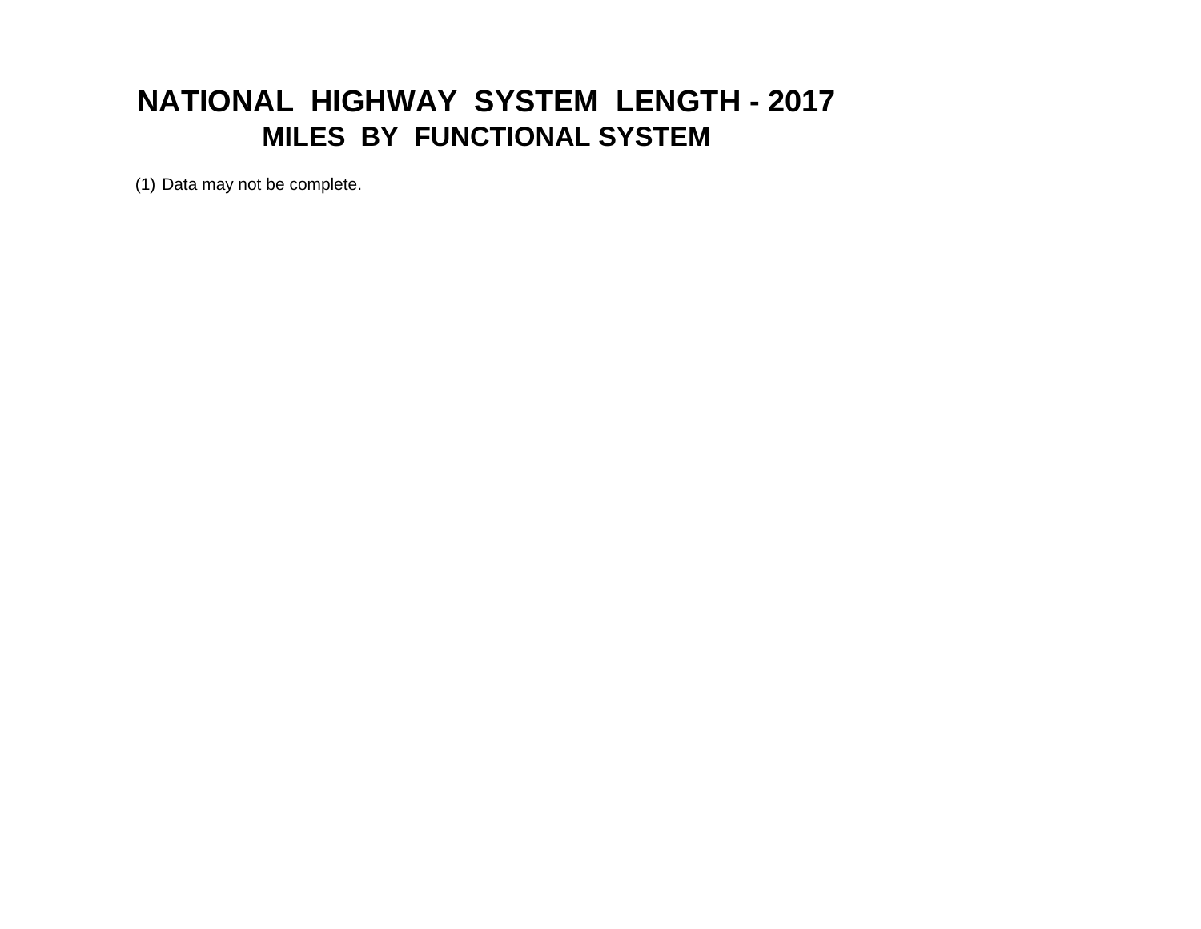# NATIONAL HIGHWAY SYSTEM LENGTH - 2017

## MILES BY FUNCTIONAL SYSTEM

(1) Data may not be complete.